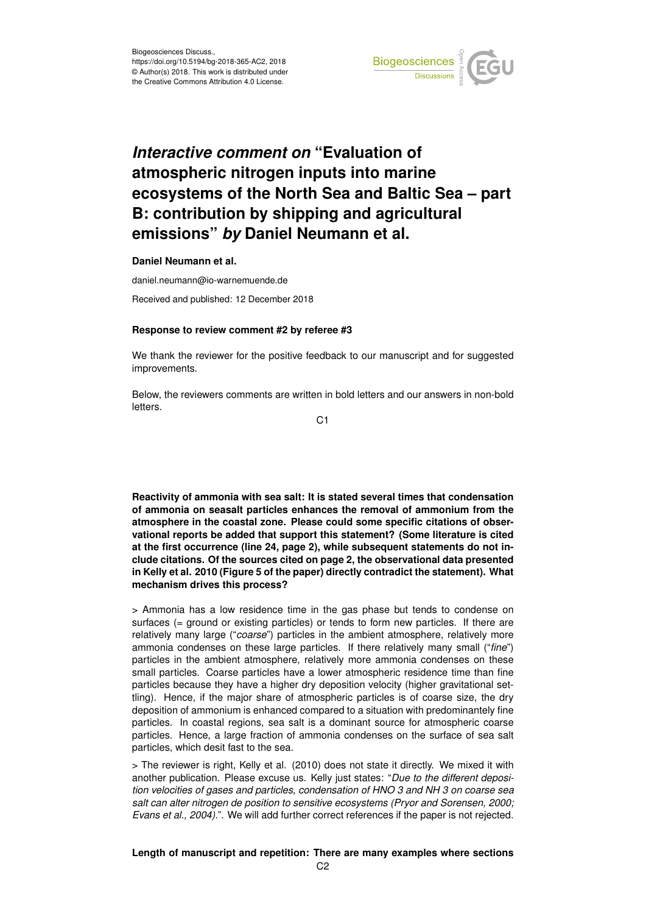Biogeosciences Discuss.,
https://doi.org/10.5194/bg-2018-365-AC2, 2018
© Author(s) 2018. This work is distributed under
the Creative Commons Attribution 4.0 License.

# *Interactive comment on* "Evaluation of atmospheric nitrogen inputs into marine ecosystems of the North Sea and Baltic Sea – part B: contribution by shipping and agricultural emissions" *by* Daniel Neumann et al.

**Daniel Neumann et al.**

daniel.neumann@io-warnemuende.de

Received and published: 12 December 2018

**Response to review comment #2 by referee #3**

We thank the reviewer for the positive feedback to our manuscript and for suggested improvements.

Below, the reviewers comments are written in bold letters and our answers in non-bold letters.

**Reactivity of ammonia with sea salt: It is stated several times that condensation of ammonia on seasalt particles enhances the removal of ammonium from the atmosphere in the coastal zone. Please could some specific citations of observational reports be added that support this statement? (Some literature is cited at the first occurrence (line 24, page 2), while subsequent statements do not include citations. Of the sources cited on page 2, the observational data presented in Kelly et al. 2010 (Figure 5 of the paper) directly contradict the statement). What mechanism drives this process?**

> Ammonia has a low residence time in the gas phase but tends to condense on surfaces (= ground or existing particles) or tends to form new particles. If there are relatively many large ("*coarse*") particles in the ambient atmosphere, relatively more ammonia condenses on these large particles. If there relatively many small ("*fine*") particles in the ambient atmosphere, relatively more ammonia condenses on these small particles. Coarse particles have a lower atmospheric residence time than fine particles because they have a higher dry deposition velocity (higher gravitational settling). Hence, if the major share of atmospheric particles is of coarse size, the dry deposition of ammonium is enhanced compared to a situation with predominantly fine particles. In coastal regions, sea salt is a dominant source for atmospheric coarse particles. Hence, a large fraction of ammonia condenses on the surface of sea salt particles, which desit fast to the sea.

> The reviewer is right, Kelly et al. (2010) does not state it directly. We mixed it with another publication. Please excuse us. Kelly just states: "*Due to the different deposition velocities of gases and particles, condensation of HNO 3 and NH 3 on coarse sea salt can alter nitrogen de position to sensitive ecosystems (Pryor and Sorensen, 2000; Evans et al., 2004).*". We will add further correct references if the paper is not rejected.

**Length of manuscript and repetition: There are many examples where sections**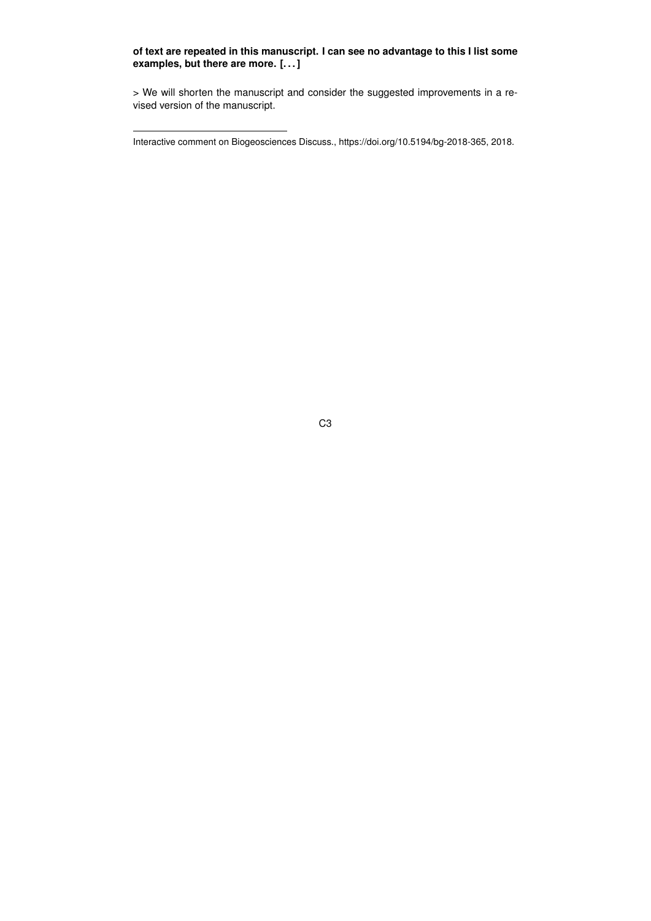**of text are repeated in this manuscript. I can see no advantage to this I list some examples, but there are more. [. . . ]**

> We will shorten the manuscript and consider the suggested improvements in a revised version of the manuscript.

---

Interactive comment on Biogeosciences Discuss., https://doi.org/10.5194/bg-2018-365, 2018.